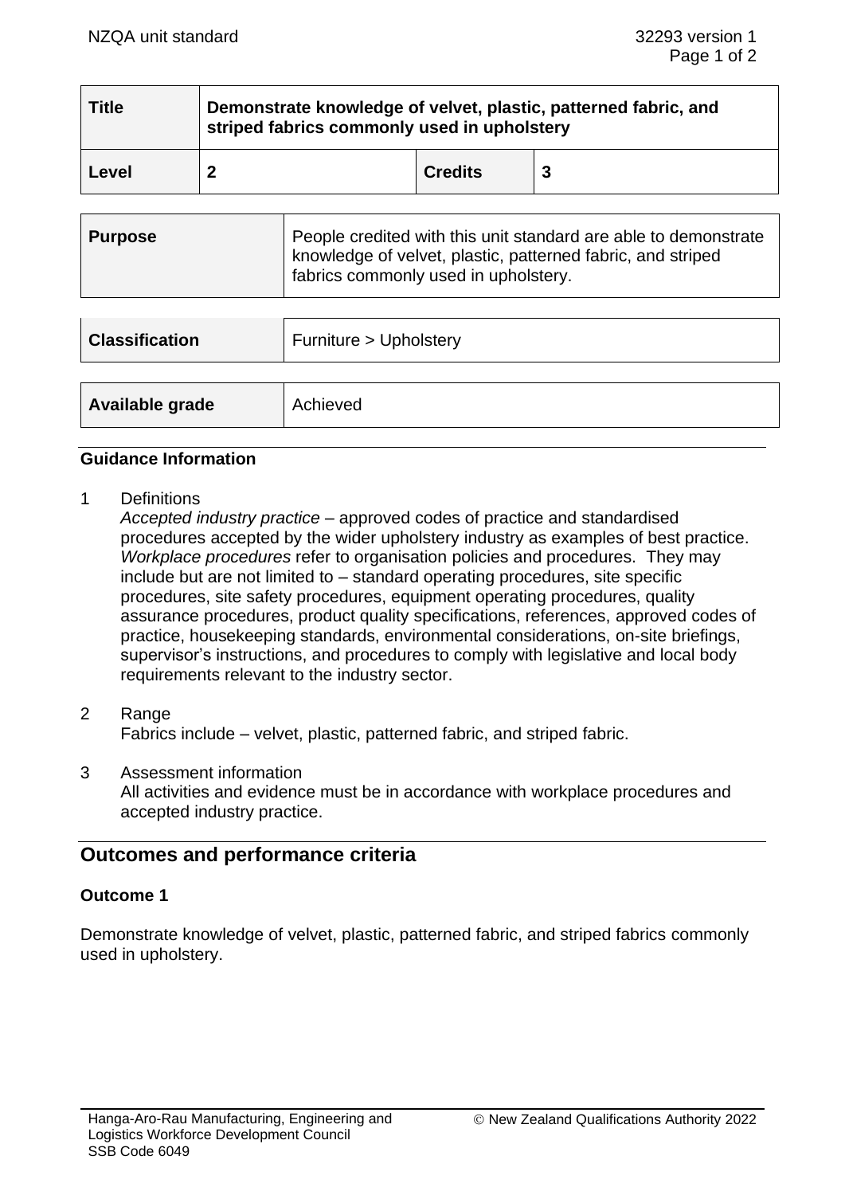| Title | Demonstrate knowledge of velvet, plastic, patterned fabric, and striped fabrics commonly used in upholstery | | |
|---|---|---|---|
| **Level** | **2** | **Credits** | **3** |

| Purpose | People credited with this unit standard are able to demonstrate knowledge of velvet, plastic, patterned fabric, and striped fabrics commonly used in upholstery. |
|---|---|

| Classification | Furniture > Upholstery |
|---|---|

| Available grade | Achieved |
|---|---|

## Guidance Information

1 Definitions
*Accepted industry practice* – approved codes of practice and standardised procedures accepted by the wider upholstery industry as examples of best practice.
*Workplace procedures* refer to organisation policies and procedures. They may include but are not limited to – standard operating procedures, site specific procedures, site safety procedures, equipment operating procedures, quality assurance procedures, product quality specifications, references, approved codes of practice, housekeeping standards, environmental considerations, on-site briefings, supervisor's instructions, and procedures to comply with legislative and local body requirements relevant to the industry sector.

2 Range
Fabrics include – velvet, plastic, patterned fabric, and striped fabric.

3 Assessment information
All activities and evidence must be in accordance with workplace procedures and accepted industry practice.

## Outcomes and performance criteria

### Outcome 1

Demonstrate knowledge of velvet, plastic, patterned fabric, and striped fabrics commonly used in upholstery.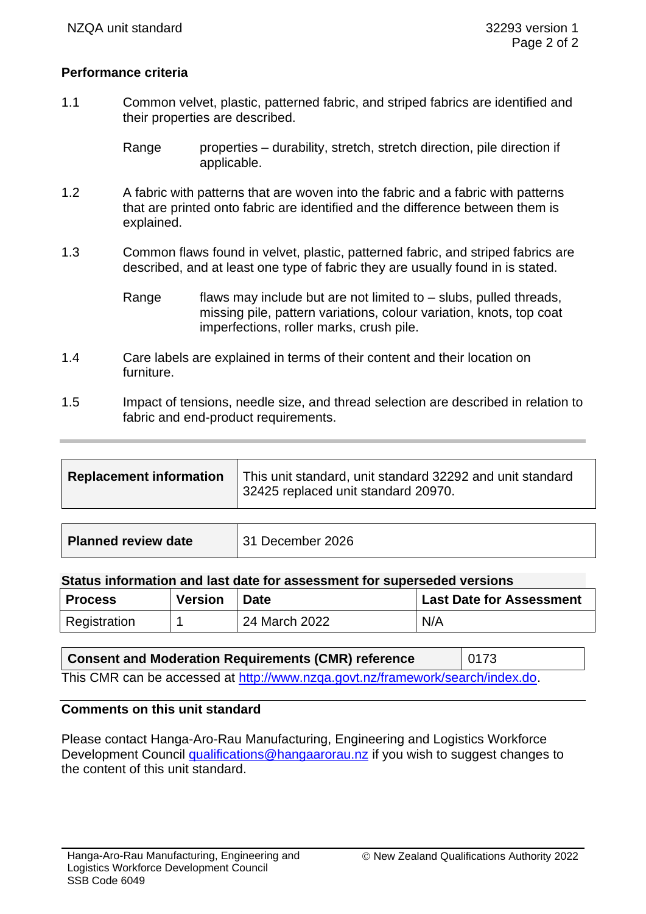## Performance criteria

1.1 Common velvet, plastic, patterned fabric, and striped fabrics are identified and their properties are described.

Range properties – durability, stretch, stretch direction, pile direction if applicable.

1.2 A fabric with patterns that are woven into the fabric and a fabric with patterns that are printed onto fabric are identified and the difference between them is explained.

1.3 Common flaws found in velvet, plastic, patterned fabric, and striped fabrics are described, and at least one type of fabric they are usually found in is stated.

Range flaws may include but are not limited to – slubs, pulled threads, missing pile, pattern variations, colour variation, knots, top coat imperfections, roller marks, crush pile.

1.4 Care labels are explained in terms of their content and their location on furniture.

1.5 Impact of tensions, needle size, and thread selection are described in relation to fabric and end-product requirements.

| | |
|---|---|
| **Replacement information** | This unit standard, unit standard 32292 and unit standard 32425 replaced unit standard 20970. |

| | |
|---|---|
| **Planned review date** | 31 December 2026 |

**Status information and last date for assessment for superseded versions**

| Process | Version | Date | Last Date for Assessment |
|---|---|---|---|
| Registration | 1 | 24 March 2022 | N/A |

| | |
|---|---|
| **Consent and Moderation Requirements (CMR) reference** | 0173 |

This CMR can be accessed at http://www.nzqa.govt.nz/framework/search/index.do.

**Comments on this unit standard**

Please contact Hanga-Aro-Rau Manufacturing, Engineering and Logistics Workforce Development Council qualifications@hangaarorau.nz if you wish to suggest changes to the content of this unit standard.